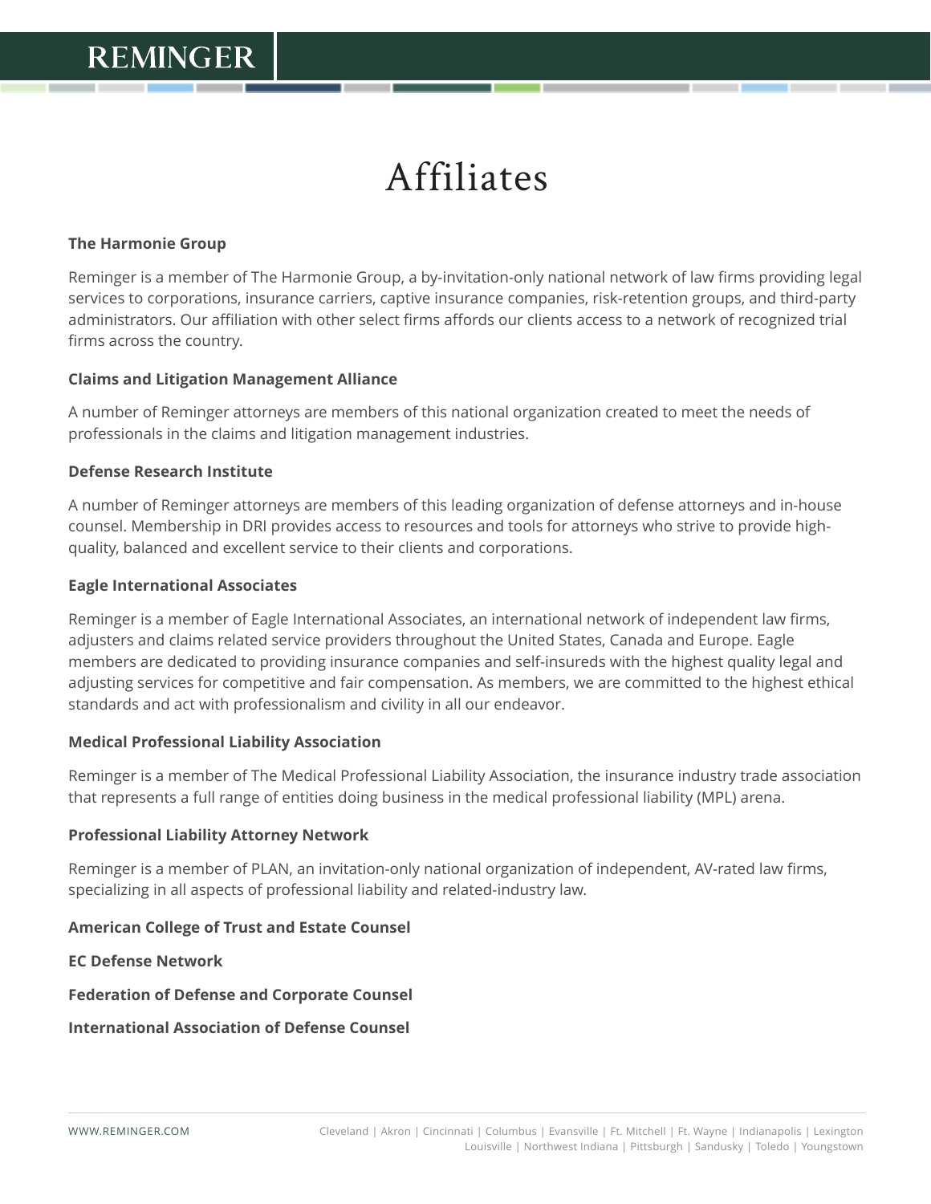# Affiliates

**The Harmonie Group**

Reminger is a member of The Harmonie Group, a by-invitation-only national network of law firms providing legal services to corporations, insurance carriers, captive insurance companies, risk-retention groups, and third-party administrators. Our affiliation with other select firms affords our clients access to a network of recognized trial firms across the country.

**Claims and Litigation Management Alliance**

A number of Reminger attorneys are members of this national organization created to meet the needs of professionals in the claims and litigation management industries.

**Defense Research Institute**

A number of Reminger attorneys are members of this leading organization of defense attorneys and in-house counsel. Membership in DRI provides access to resources and tools for attorneys who strive to provide high-quality, balanced and excellent service to their clients and corporations.

**Eagle International Associates**

Reminger is a member of Eagle International Associates, an international network of independent law firms, adjusters and claims related service providers throughout the United States, Canada and Europe. Eagle members are dedicated to providing insurance companies and self-insureds with the highest quality legal and adjusting services for competitive and fair compensation. As members, we are committed to the highest ethical standards and act with professionalism and civility in all our endeavor.

**Medical Professional Liability Association**

Reminger is a member of The Medical Professional Liability Association, the insurance industry trade association that represents a full range of entities doing business in the medical professional liability (MPL) arena.

**Professional Liability Attorney Network**

Reminger is a member of PLAN, an invitation-only national organization of independent, AV-rated law firms, specializing in all aspects of professional liability and related-industry law.

**American College of Trust and Estate Counsel**

**EC Defense Network**

**Federation of Defense and Corporate Counsel**

**International Association of Defense Counsel**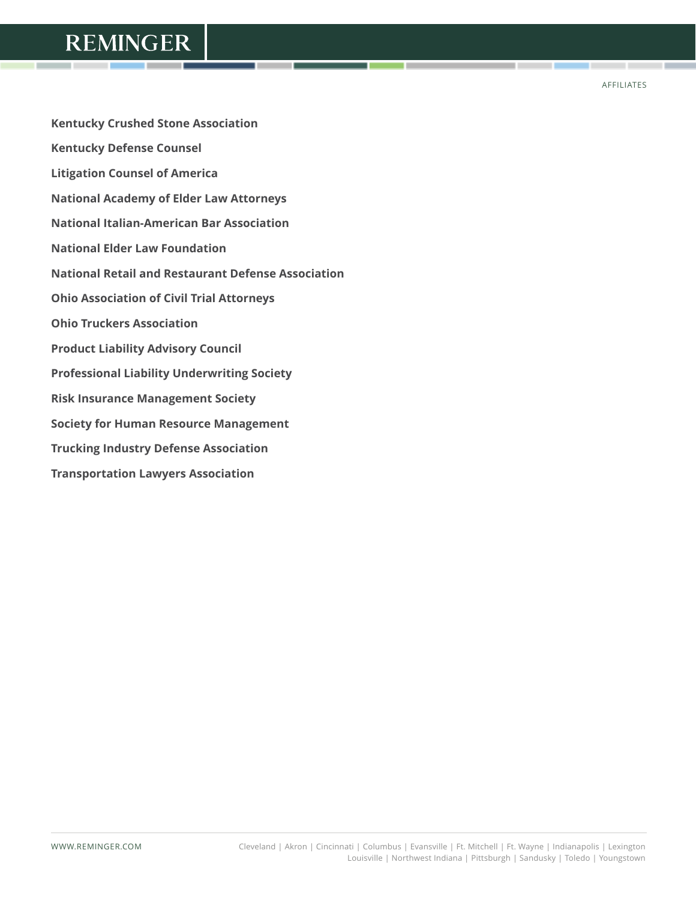**Kentucky Crushed Stone Association**

**Kentucky Defense Counsel**

**Litigation Counsel of America**

**National Academy of Elder Law Attorneys**

**National Italian-American Bar Association**

**National Elder Law Foundation**

**National Retail and Restaurant Defense Association**

**Ohio Association of Civil Trial Attorneys**

**Ohio Truckers Association**

**Product Liability Advisory Council**

**Professional Liability Underwriting Society**

**Risk Insurance Management Society**

**Society for Human Resource Management**

**Trucking Industry Defense Association**

**Transportation Lawyers Association**